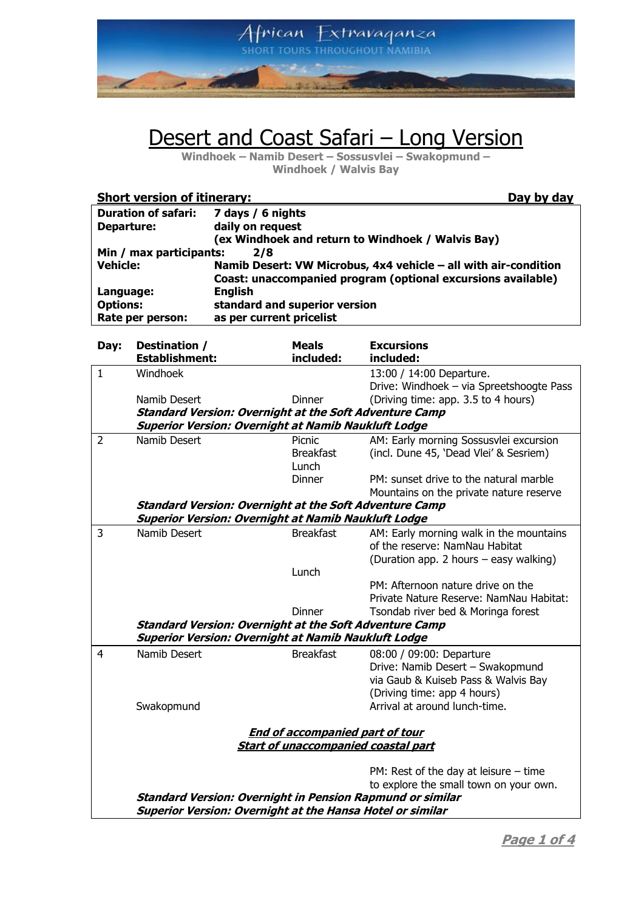# Desert and Coast Safari – Long Version

**Windhoek – Namib Desert – Sossusvlei – Swakopmund – Windhoek / Walvis Bay**

**Short version of itinerary:** **Day by day**

| | |
|---|---|
| **Duration of safari:** | **7 days / 6 nights** |
| **Departure:** | **daily on request (ex Windhoek and return to Windhoek / Walvis Bay)** |
| **Min / max participants:** | **2/8** |
| **Vehicle:** | **Namib Desert: VW Microbus, 4x4 vehicle – all with air-condition**<br>**Coast: unaccompanied program (optional excursions available)** |
| **Language:** | **English** |
| **Options:** | **standard and superior version** |
| **Rate per person:** | **as per current pricelist** |

| Day: | Destination / Establishment: | Meals included: | Excursions included: |
|---|---|---|---|
| 1 | Windhoek | | 13:00 / 14:00 Departure. Drive: Windhoek – via Spreetshoogte Pass |
| | Namib Desert | Dinner | (Driving time: app. 3.5 to 4 hours) |
| | ***Standard Version: Overnight at the Soft Adventure Camp*** | | |
| | ***Superior Version: Overnight at Namib Naukluft Lodge*** | | |
| 2 | Namib Desert | Picnic Breakfast<br>Lunch<br>Dinner | AM: Early morning Sossusvlei excursion (incl. Dune 45, 'Dead Vlei' & Sesriem)<br><br>PM: sunset drive to the natural marble Mountains on the private nature reserve |
| | ***Standard Version: Overnight at the Soft Adventure Camp*** | | |
| | ***Superior Version: Overnight at Namib Naukluft Lodge*** | | |
| 3 | Namib Desert | Breakfast | AM: Early morning walk in the mountains of the reserve: NamNau Habitat (Duration app. 2 hours – easy walking) |
| | | Lunch | |
| | | Dinner | PM: Afternoon nature drive on the Private Nature Reserve: NamNau Habitat: Tsondab river bed & Moringa forest |
| | ***Standard Version: Overnight at the Soft Adventure Camp*** | | |
| | ***Superior Version: Overnight at Namib Naukluft Lodge*** | | |
| 4 | Namib Desert | Breakfast | 08:00 / 09:00: Departure Drive: Namib Desert – Swakopmund via Gaub & Kuiseb Pass & Walvis Bay (Driving time: app 4 hours) |
| | Swakopmund | | Arrival at around lunch-time. |
| | ***End of accompanied part of tour***<br>***Start of unaccompanied coastal part*** | | |
| | | | PM: Rest of the day at leisure – time to explore the small town on your own. |
| | ***Standard Version: Overnight in Pension Rapmund or similar*** | | |
| | ***Superior Version: Overnight at the Hansa Hotel or similar*** | | |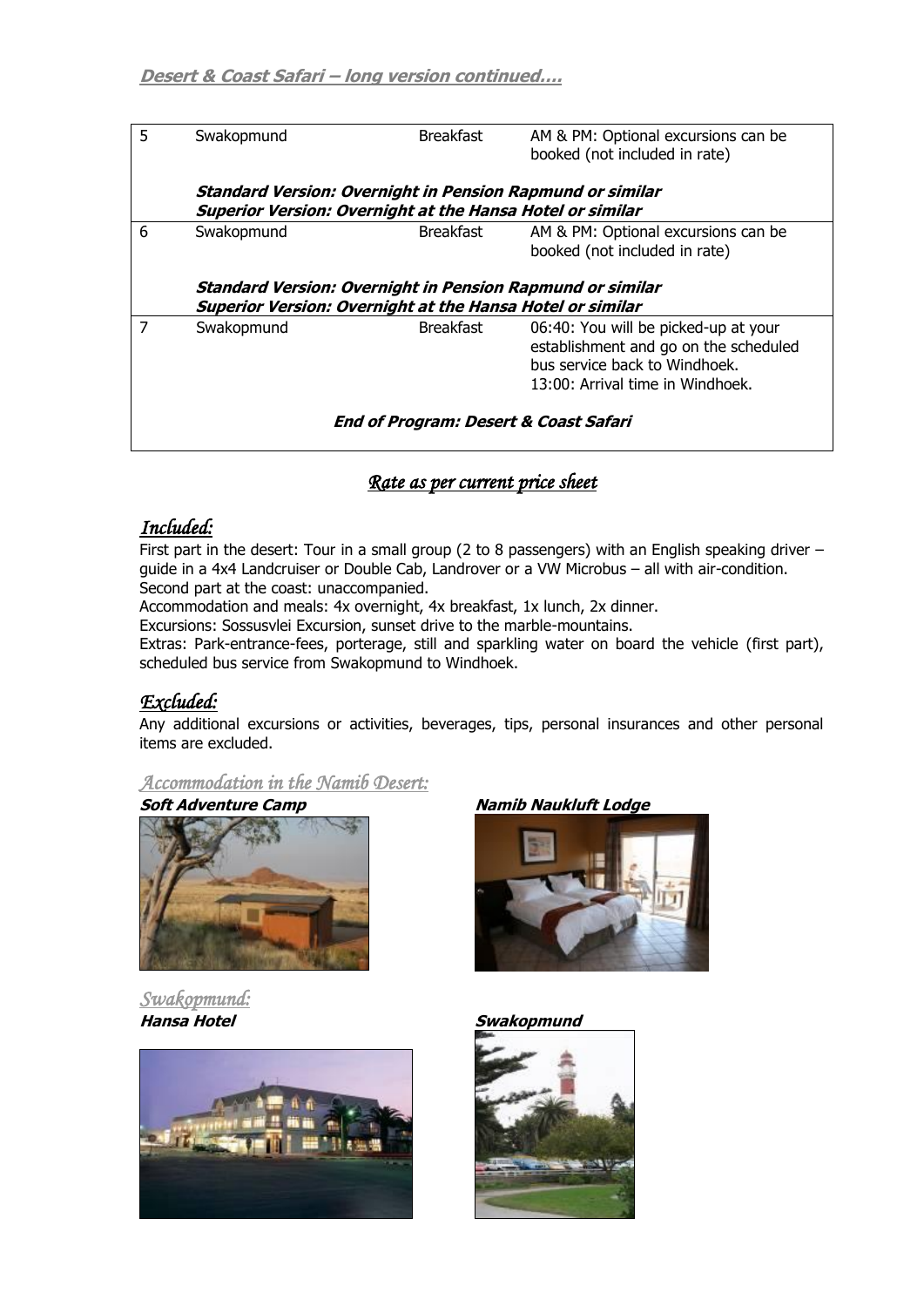**Desert & Coast Safari – long version continued….**

| Day | Location | Meals | Program |
| --- | --- | --- | --- |
| 5 | Swakopmund | Breakfast | AM & PM: Optional excursions can be booked (not included in rate) |
| | ***Standard Version: Overnight in Pension Rapmund or similar*** <br> ***Superior Version: Overnight at the Hansa Hotel or similar*** | | |
| 6 | Swakopmund | Breakfast | AM & PM: Optional excursions can be booked (not included in rate) |
| | ***Standard Version: Overnight in Pension Rapmund or similar*** <br> ***Superior Version: Overnight at the Hansa Hotel or similar*** | | |
| 7 | Swakopmund | Breakfast | 06:40: You will be picked-up at your establishment and go on the scheduled bus service back to Windhoek. <br> 13:00: Arrival time in Windhoek. |
| | ***End of Program: Desert & Coast Safari*** | | |

## *Rate as per current price sheet*

## *Included:*

First part in the desert: Tour in a small group (2 to 8 passengers) with an English speaking driver – guide in a 4x4 Landcruiser or Double Cab, Landrover or a VW Microbus – all with air-condition. Second part at the coast: unaccompanied.

Accommodation and meals: 4x overnight, 4x breakfast, 1x lunch, 2x dinner.

Excursions: Sossusvlei Excursion, sunset drive to the marble-mountains.

Extras: Park-entrance-fees, porterage, still and sparkling water on board the vehicle (first part), scheduled bus service from Swakopmund to Windhoek.

## *Excluded:*

Any additional excursions or activities, beverages, tips, personal insurances and other personal items are excluded.

### *Accommodation in the Namib Desert:*

***Soft Adventure Camp***

***Namib Naukluft Lodge***

### *Swakopmund:*

***Hansa Hotel***

***Swakopmund***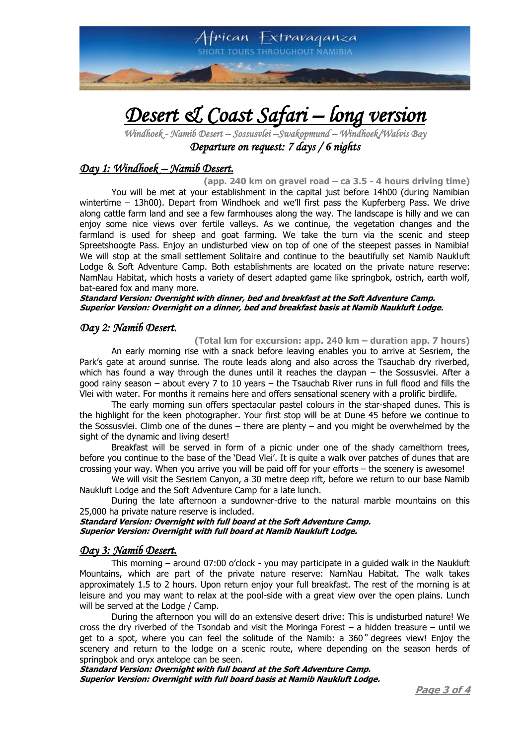# Desert & Coast Safari – long version

*Windhoek - Namib Desert – Sossusvlei –Swakopmund – Windhoek/Walvis Bay*

*Departure on request: 7 days / 6 nights*

## Day 1: Windhoek – Namib Desert.

**(app. 240 km on gravel road – ca 3.5 - 4 hours driving time)**

You will be met at your establishment in the capital just before 14h00 (during Namibian wintertime – 13h00). Depart from Windhoek and we'll first pass the Kupferberg Pass. We drive along cattle farm land and see a few farmhouses along the way. The landscape is hilly and we can enjoy some nice views over fertile valleys. As we continue, the vegetation changes and the farmland is used for sheep and goat farming. We take the turn via the scenic and steep Spreetshoogte Pass. Enjoy an undisturbed view on top of one of the steepest passes in Namibia! We will stop at the small settlement Solitaire and continue to the beautifully set Namib Naukluft Lodge & Soft Adventure Camp. Both establishments are located on the private nature reserve: NamNau Habitat, which hosts a variety of desert adapted game like springbok, ostrich, earth wolf, bat-eared fox and many more.

***Standard Version: Overnight with dinner, bed and breakfast at the Soft Adventure Camp.***
***Superior Version: Overnight on a dinner, bed and breakfast basis at Namib Naukluft Lodge.***

## Day 2: Namib Desert.

**(Total km for excursion: app. 240 km – duration app. 7 hours)**

An early morning rise with a snack before leaving enables you to arrive at Sesriem, the Park's gate at around sunrise. The route leads along and also across the Tsauchab dry riverbed, which has found a way through the dunes until it reaches the claypan – the Sossusvlei. After a good rainy season – about every 7 to 10 years – the Tsauchab River runs in full flood and fills the Vlei with water. For months it remains here and offers sensational scenery with a prolific birdlife.

The early morning sun offers spectacular pastel colours in the star-shaped dunes. This is the highlight for the keen photographer. Your first stop will be at Dune 45 before we continue to the Sossusvlei. Climb one of the dunes – there are plenty – and you might be overwhelmed by the sight of the dynamic and living desert!

Breakfast will be served in form of a picnic under one of the shady camelthorn trees, before you continue to the base of the 'Dead Vlei'. It is quite a walk over patches of dunes that are crossing your way. When you arrive you will be paid off for your efforts – the scenery is awesome!

We will visit the Sesriem Canyon, a 30 metre deep rift, before we return to our base Namib Naukluft Lodge and the Soft Adventure Camp for a late lunch.

During the late afternoon a sundowner-drive to the natural marble mountains on this 25,000 ha private nature reserve is included.

***Standard Version: Overnight with full board at the Soft Adventure Camp.***
***Superior Version: Overnight with full board at Namib Naukluft Lodge.***

## Day 3: Namib Desert.

This morning – around 07:00 o'clock - you may participate in a guided walk in the Naukluft Mountains, which are part of the private nature reserve: NamNau Habitat. The walk takes approximately 1.5 to 2 hours. Upon return enjoy your full breakfast. The rest of the morning is at leisure and you may want to relax at the pool-side with a great view over the open plains. Lunch will be served at the Lodge / Camp.

During the afternoon you will do an extensive desert drive: This is undisturbed nature! We cross the dry riverbed of the Tsondab and visit the Moringa Forest – a hidden treasure – until we get to a spot, where you can feel the solitude of the Namib: a 360˚ degrees view! Enjoy the scenery and return to the lodge on a scenic route, where depending on the season herds of springbok and oryx antelope can be seen.

***Standard Version: Overnight with full board at the Soft Adventure Camp.***
***Superior Version: Overnight with full board basis at Namib Naukluft Lodge.***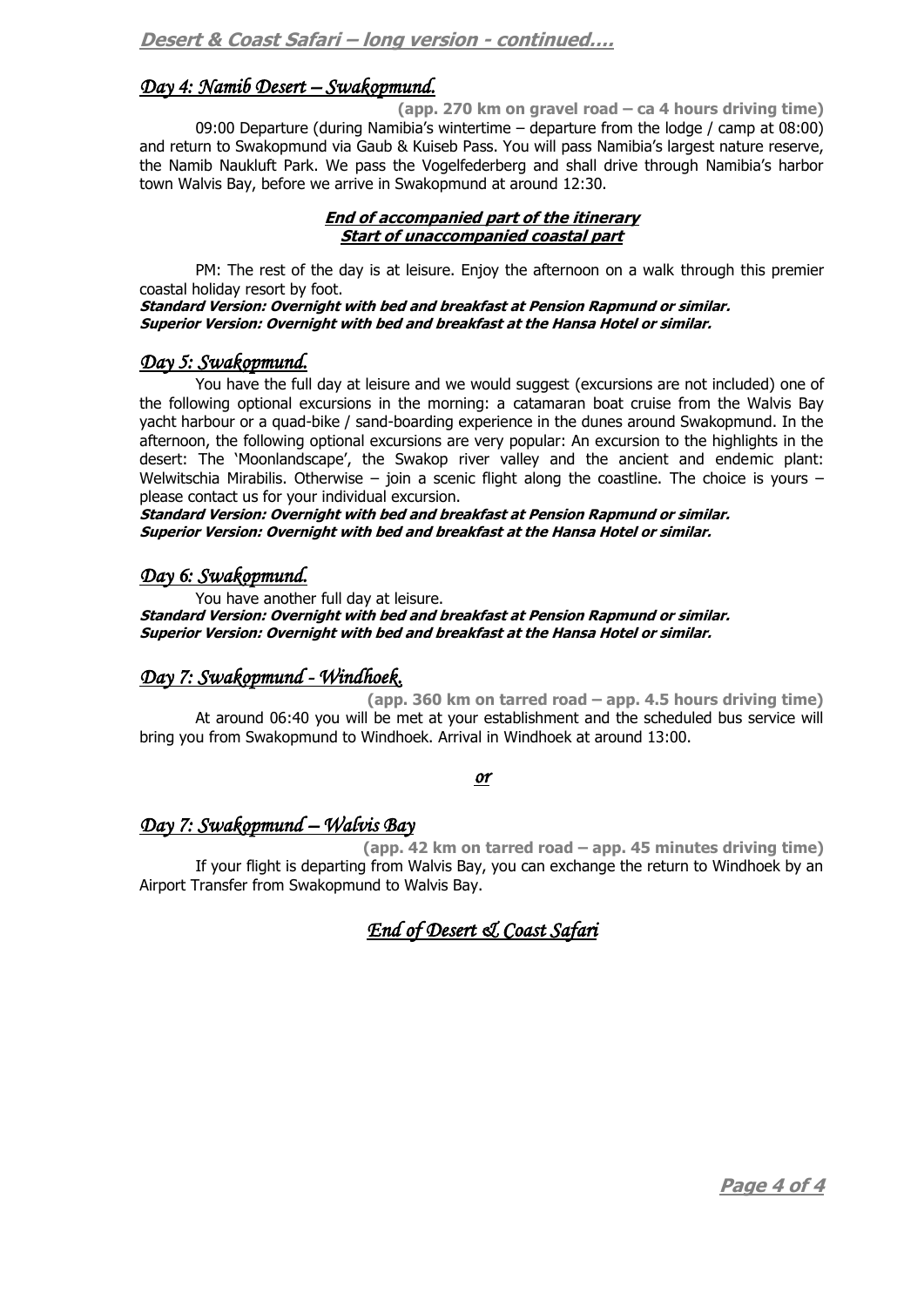## Day 4: Namib Desert – Swakopmund.

**(app. 270 km on gravel road – ca 4 hours driving time)**

09:00 Departure (during Namibia's wintertime – departure from the lodge / camp at 08:00) and return to Swakopmund via Gaub & Kuiseb Pass. You will pass Namibia's largest nature reserve, the Namib Naukluft Park. We pass the Vogelfederberg and shall drive through Namibia's harbor town Walvis Bay, before we arrive in Swakopmund at around 12:30.

***End of accompanied part of the itinerary***
***Start of unaccompanied coastal part***

PM: The rest of the day is at leisure. Enjoy the afternoon on a walk through this premier coastal holiday resort by foot.

***Standard Version: Overnight with bed and breakfast at Pension Rapmund or similar.***
***Superior Version: Overnight with bed and breakfast at the Hansa Hotel or similar.***

## Day 5: Swakopmund.

You have the full day at leisure and we would suggest (excursions are not included) one of the following optional excursions in the morning: a catamaran boat cruise from the Walvis Bay yacht harbour or a quad-bike / sand-boarding experience in the dunes around Swakopmund. In the afternoon, the following optional excursions are very popular: An excursion to the highlights in the desert: The 'Moonlandscape', the Swakop river valley and the ancient and endemic plant: Welwitschia Mirabilis. Otherwise – join a scenic flight along the coastline. The choice is yours – please contact us for your individual excursion.

***Standard Version: Overnight with bed and breakfast at Pension Rapmund or similar.***
***Superior Version: Overnight with bed and breakfast at the Hansa Hotel or similar.***

## Day 6: Swakopmund.

You have another full day at leisure.

***Standard Version: Overnight with bed and breakfast at Pension Rapmund or similar.***
***Superior Version: Overnight with bed and breakfast at the Hansa Hotel or similar.***

## Day 7: Swakopmund - Windhoek.

**(app. 360 km on tarred road – app. 4.5 hours driving time)**

At around 06:40 you will be met at your establishment and the scheduled bus service will bring you from Swakopmund to Windhoek. Arrival in Windhoek at around 13:00.

*or*

## Day 7: Swakopmund – Walvis Bay

**(app. 42 km on tarred road – app. 45 minutes driving time)**

If your flight is departing from Walvis Bay, you can exchange the return to Windhoek by an Airport Transfer from Swakopmund to Walvis Bay.

## End of Desert & Coast Safari